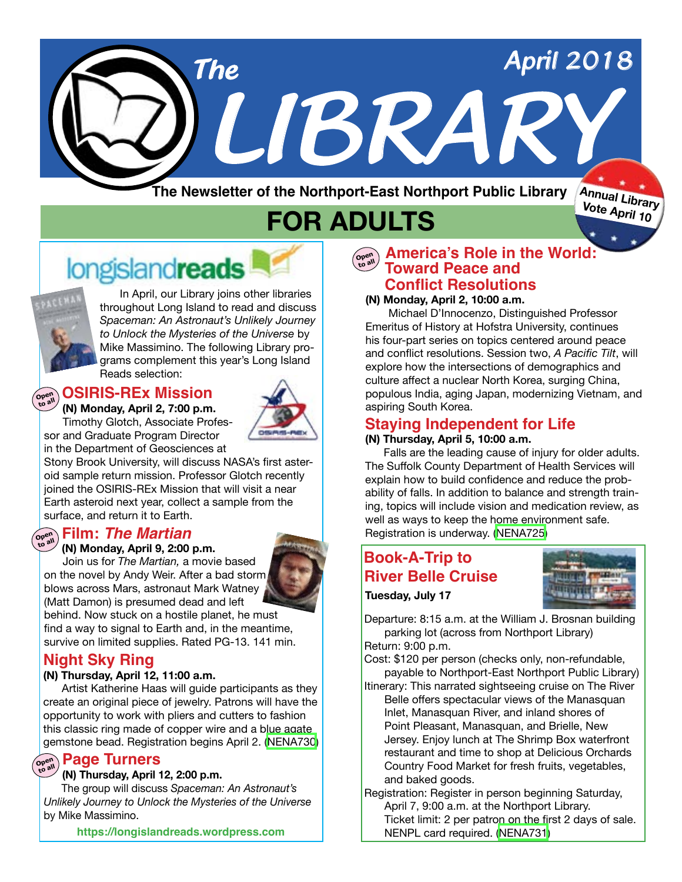# The LIBRARY

April 2018

The Newsletter of the Northport-East Northport Public Library

Annual Library Vote April 10

## FOR ADULTS

### longislandreads

In April, our Library joins other libraries throughout Long Island to read and discuss *Spaceman: An Astronaut's Unlikely Journey to Unlock the Mysteries of the Universe* by Mike Massimino. The following Library programs complement this year's Long Island Reads selection:

### OSIRIS-REx Mission

Open to all

**(N) Monday, April 2, 7:00 p.m.**

Timothy Glotch, Associate Professor and Graduate Program Director in the Department of Geosciences at Stony Brook University, will discuss NASA's first asteroid sample return mission. Professor Glotch recently joined the OSIRIS-REx Mission that will visit a near Earth asteroid next year, collect a sample from the surface, and return it to Earth.

### Film: *The Martian*

Open to all

**(N) Monday, April 9, 2:00 p.m.**

Join us for *The Martian,* a movie based on the novel by Andy Weir. After a bad storm blows across Mars, astronaut Mark Watney (Matt Damon) is presumed dead and left behind. Now stuck on a hostile planet, he must find a way to signal to Earth and, in the meantime, survive on limited supplies. Rated PG-13. 141 min.

### Night Sky Ring

**(N) Thursday, April 12, 11:00 a.m.**

Artist Katherine Haas will guide participants as they create an original piece of jewelry. Patrons will have the opportunity to work with pliers and cutters to fashion this classic ring made of copper wire and a blue agate gemstone bead. Registration begins April 2. (NENA730)

### Page Turners

Open to all

**(N) Thursday, April 12, 2:00 p.m.**

The group will discuss *Spaceman: An Astronaut's Unlikely Journey to Unlock the Mysteries of the Universe* by Mike Massimino.

https://longislandreads.wordpress.com

### America's Role in the World: Toward Peace and Conflict Resolutions

Open to all

**(N) Monday, April 2, 10:00 a.m.**

Michael D'Innocenzo, Distinguished Professor Emeritus of History at Hofstra University, continues his four-part series on topics centered around peace and conflict resolutions. Session two, *A Pacific Tilt*, will explore how the intersections of demographics and culture affect a nuclear North Korea, surging China, populous India, aging Japan, modernizing Vietnam, and aspiring South Korea.

### Staying Independent for Life

**(N) Thursday, April 5, 10:00 a.m.**

Falls are the leading cause of injury for older adults. The Suffolk County Department of Health Services will explain how to build confidence and reduce the probability of falls. In addition to balance and strength training, topics will include vision and medication review, as well as ways to keep the home environment safe. Registration is underway. (NENA725)

### Book-A-Trip to River Belle Cruise

**Tuesday, July 17**

Departure: 8:15 a.m. at the William J. Brosnan building parking lot (across from Northport Library)

Return: 9:00 p.m.

Cost: $120 per person (checks only, non-refundable, payable to Northport-East Northport Public Library)

Itinerary: This narrated sightseeing cruise on The River Belle offers spectacular views of the Manasquan Inlet, Manasquan River, and inland shores of Point Pleasant, Manasquan, and Brielle, New Jersey. Enjoy lunch at The Shrimp Box waterfront restaurant and time to shop at Delicious Orchards Country Food Market for fresh fruits, vegetables, and baked goods.

Registration: Register in person beginning Saturday, April 7, 9:00 a.m. at the Northport Library. Ticket limit: 2 per patron on the first 2 days of sale. NENPL card required. (NENA731)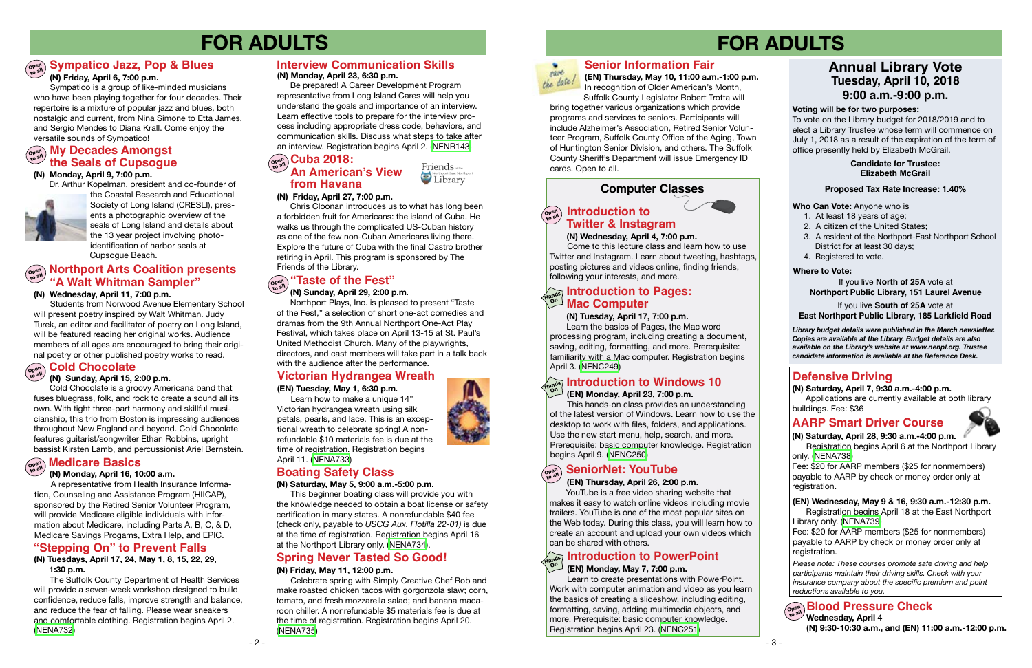# FOR ADULTS

## Sympatico Jazz, Pop & Blues

**(N) Friday, April 6, 7:00 p.m.**

Sympatico is a group of like-minded musicians who have been playing together for four decades. Their repertoire is a mixture of popular jazz and blues, both nostalgic and current, from Nina Simone to Etta James, and Sergio Mendes to Diana Krall. Come enjoy the versatile sounds of Sympatico!

## My Decades Amongst the Seals of Cupsogue

**(N) Monday, April 9, 7:00 p.m.**

Dr. Arthur Kopelman, president and co-founder of the Coastal Research and Educational Society of Long Island (CRESLI), presents a photographic overview of the seals of Long Island and details about the 13 year project involving photo-identification of harbor seals at Cupsogue Beach.

## Northport Arts Coalition presents "A Walt Whitman Sampler"

**(N) Wednesday, April 11, 7:00 p.m.**

Students from Norwood Avenue Elementary School will present poetry inspired by Walt Whitman. Judy Turek, an editor and facilitator of poetry on Long Island, will be featured reading her original works. Audience members of all ages are encouraged to bring their original poetry or other published poetry works to read.

## Cold Chocolate

**(N) Sunday, April 15, 2:00 p.m.**

Cold Chocolate is a groovy Americana band that fuses bluegrass, folk, and rock to create a sound all its own. With tight three-part harmony and skillful musicianship, this trio from Boston is impressing audiences throughout New England and beyond. Cold Chocolate features guitarist/songwriter Ethan Robbins, upright bassist Kirsten Lamb, and percussionist Ariel Bernstein.

## Medicare Basics

**(N) Monday, April 16, 10:00 a.m.**

A representative from Health Insurance Information, Counseling and Assistance Program (HIICAP), sponsored by the Retired Senior Volunteer Program, will provide Medicare eligible individuals with information about Medicare, including Parts A, B, C, & D, Medicare Savings Progams, Extra Help, and EPIC.

## "Stepping On" to Prevent Falls

**(N) Tuesdays, April 17, 24, May 1, 8, 15, 22, 29, 1:30 p.m.**

The Suffolk County Department of Health Services will provide a seven-week workshop designed to build confidence, reduce falls, improve strength and balance, and reduce the fear of falling. Please wear sneakers and comfortable clothing. Registration begins April 2. (NENA732)

## Interview Communication Skills

**(N) Monday, April 23, 6:30 p.m.**

Be prepared! A Career Development Program representative from Long Island Cares will help you understand the goals and importance of an interview. Learn effective tools to prepare for the interview process including appropriate dress code, behaviors, and communication skills. Discuss what steps to take after an interview. Registration begins April 2. (NENR143)

## Cuba 2018: An American's View from Havana

**(N) Friday, April 27, 7:00 p.m.**

Chris Cloonan introduces us to what has long been a forbidden fruit for Americans: the island of Cuba. He walks us through the complicated US-Cuban history as one of the few non-Cuban Americans living there. Explore the future of Cuba with the final Castro brother retiring in April. This program is sponsored by The Friends of the Library.

## "Taste of the Fest"

**(N) Sunday, April 29, 2:00 p.m.**

Northport Plays, Inc. is pleased to present "Taste of the Fest," a selection of short one-act comedies and dramas from the 9th Annual Northport One-Act Play Festival, which takes place on April 13-15 at St. Paul's United Methodist Church. Many of the playwrights, directors, and cast members will take part in a talk back with the audience after the performance.

## Victorian Hydrangea Wreath

**(EN) Tuesday, May 1, 6:30 p.m.**

Learn how to make a unique 14" Victorian hydrangea wreath using silk petals, pearls, and lace. This is an exceptional wreath to celebrate spring! A non-refundable $10 materials fee is due at the time of registration. Registration begins April 11. (NENA733)

## Boating Safety Class

**(N) Saturday, May 5, 9:00 a.m.-5:00 p.m.**

This beginner boating class will provide you with the knowledge needed to obtain a boat license or safety certification in many states. A nonrefundable $40 fee (check only, payable to *USCG Aux. Flotilla 22-01*) is due at the time of registration. Registration begins April 16 at the Northport Library only. (NENA734).

## Spring Never Tasted So Good!

**(N) Friday, May 11, 12:00 p.m.**

Celebrate spring with Simply Creative Chef Rob and make roasted chicken tacos with gorgonzola salad; corn, tomato, and fresh mozzarella salad; and banana macaroon chiller. A nonrefundable $5 materials fee is due at the time of registration. Registration begins April 20. (NENA735)

# FOR ADULTS

## Senior Information Fair

Save the date!

**(EN) Thursday, May 10, 11:00 a.m.-1:00 p.m.**

In recognition of Older American's Month, Suffolk County Legislator Robert Trotta will bring together various organizations which provide programs and services to seniors. Participants will include Alzheimer's Association, Retired Senior Volunteer Program, Suffolk County Office of the Aging, Town of Huntington Senior Division, and others. The Suffolk County Sheriff's Department will issue Emergency ID cards. Open to all.

## Computer Classes

### Introduction to Twitter & Instagram

**(N) Wednesday, April 4, 7:00 p.m.**

Come to this lecture class and learn how to use Twitter and Instagram. Learn about tweeting, hashtags, posting pictures and videos online, finding friends, following your interests, and more.

### Introduction to Pages: Mac Computer

**(N) Tuesday, April 17, 7:00 p.m.**

Learn the basics of Pages, the Mac word processing program, including creating a document, saving, editing, formatting, and more. Prerequisite: familiarity with a Mac computer. Registration begins April 3. (NENC249)

### Introduction to Windows 10

**(EN) Monday, April 23, 7:00 p.m.**

This hands-on class provides an understanding of the latest version of Windows. Learn how to use the desktop to work with files, folders, and applications. Use the new start menu, help, search, and more. Prerequisite: basic computer knowledge. Registration begins April 9. (NENC250)

### SeniorNet: YouTube

**(EN) Thursday, April 26, 2:00 p.m.**

YouTube is a free video sharing website that makes it easy to watch online videos including movie trailers. YouTube is one of the most popular sites on the Web today. During this class, you will learn how to create an account and upload your own videos which can be shared with others.

### Introduction to PowerPoint

**(EN) Monday, May 7, 7:00 p.m.**

Learn to create presentations with PowerPoint. Work with computer animation and video as you learn the basics of creating a slideshow, including editing, formatting, saving, adding multimedia objects, and more. Prerequisite: basic computer knowledge. Registration begins April 23. (NENC251)

## Annual Library Vote
### Tuesday, April 10, 2018
### 9:00 a.m.-9:00 p.m.

**Voting will be for two purposes:**

To vote on the Library budget for 2018/2019 and to elect a Library Trustee whose term will commence on July 1, 2018 as a result of the expiration of the term of office presently held by Elizabeth McGrail.

**Candidate for Trustee:**
**Elizabeth McGrail**

**Proposed Tax Rate Increase: 1.40%**

**Who Can Vote:** Anyone who is

1. At least 18 years of age;
2. A citizen of the United States;
3. A resident of the Northport-East Northport School District for at least 30 days;
4. Registered to vote.

**Where to Vote:**

If you live **North of 25A** vote at
**Northport Public Library, 151 Laurel Avenue**

If you live **South of 25A** vote at
**East Northport Public Library, 185 Larkfield Road**

***Library budget details were published in the March newsletter. Copies are available at the Library. Budget details are also available on the Library's website at www.nenpl.org. Trustee candidate information is available at the Reference Desk.***

## Defensive Driving

**(N) Saturday, April 7, 9:30 a.m.-4:00 p.m.**

Applications are currently available at both library buildings. Fee: $36

## AARP Smart Driver Course

**(N) Saturday, April 28, 9:30 a.m.-4:00 p.m.**

Registration begins April 6 at the Northport Library only. (NENA738)

Fee: $20 for AARP members ($25 for nonmembers) payable to AARP by check or money order only at registration.

**(EN) Wednesday, May 9 & 16, 9:30 a.m.-12:30 p.m.**

Registration begins April 18 at the East Northport Library only. (NENA739)

Fee: $20 for AARP members ($25 for nonmembers) payable to AARP by check or money order only at registration.

*Please note: These courses promote safe driving and help participants maintain their driving skills. Check with your insurance company about the specific premium and point reductions available to you.*

## Blood Pressure Check

**Wednesday, April 4**
**(N) 9:30-10:30 a.m., and (EN) 11:00 a.m.-12:00 p.m.**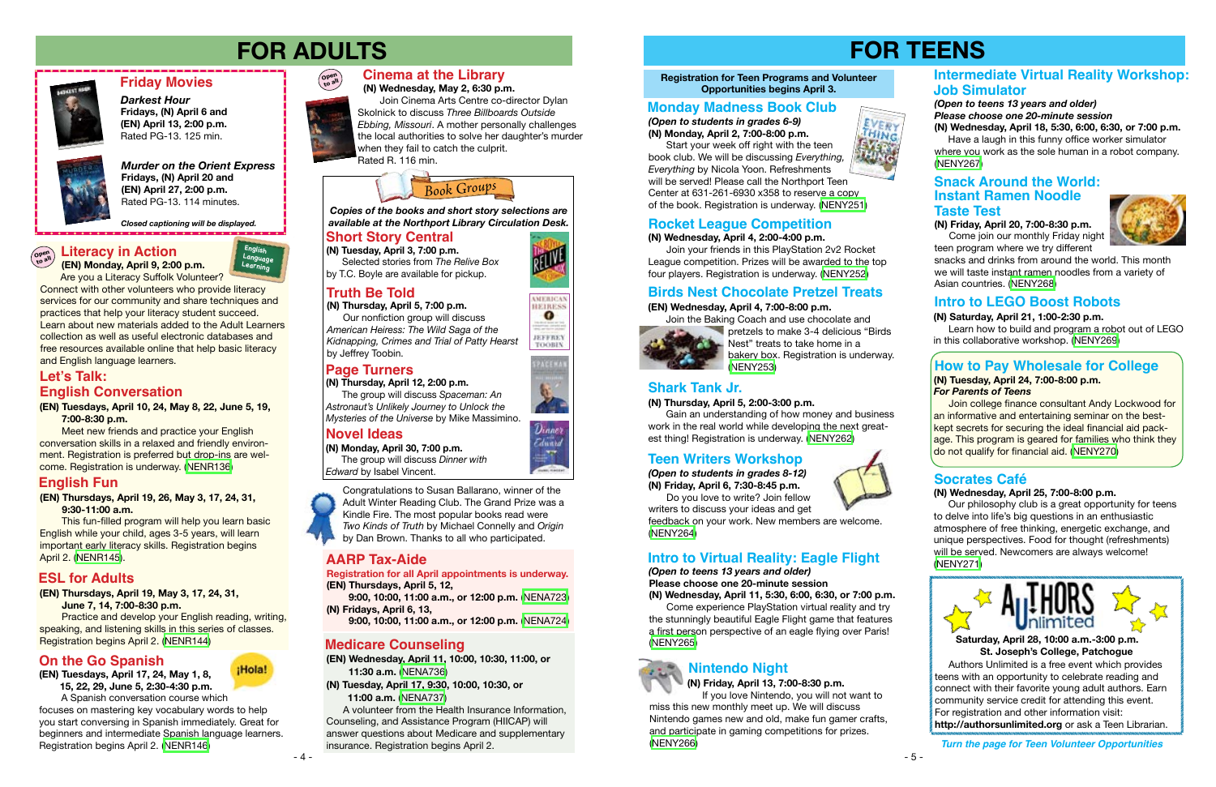# FOR ADULTS

## Friday Movies

***Darkest Hour***
**Fridays, (N) April 6 and (EN) April 13, 2:00 p.m.**
Rated PG-13. 125 min.

***Murder on the Orient Express***
**Fridays, (N) April 20 and (EN) April 27, 2:00 p.m.**
Rated PG-13. 114 minutes.

***Closed captioning will be displayed.***

## Literacy in Action

Open to all

**(EN) Monday, April 9, 2:00 p.m.**

Are you a Literacy Suffolk Volunteer? Connect with other volunteers who provide literacy services for our community and share techniques and practices that help your literacy student succeed. Learn about new materials added to the Adult Learners collection as well as useful electronic databases and free resources available online that help basic literacy and English language learners.

## Let's Talk: English Conversation

**(EN) Tuesdays, April 10, 24, May 8, 22, June 5, 19, 7:00-8:30 p.m.**

Meet new friends and practice your English conversation skills in a relaxed and friendly environment. Registration is preferred but drop-ins are welcome. Registration is underway. (NENR136)

## English Fun

**(EN) Thursdays, April 19, 26, May 3, 17, 24, 31, 9:30-11:00 a.m.**

This fun-filled program will help you learn basic English while your child, ages 3-5 years, will learn important early literacy skills. Registration begins April 2. (NENR145)

## ESL for Adults

**(EN) Thursdays, April 19, May 3, 17, 24, 31, June 7, 14, 7:00-8:30 p.m.**

Practice and develop your English reading, writing, speaking, and listening skills in this series of classes. Registration begins April 2. (NENR144)

## On the Go Spanish

**(EN) Tuesdays, April 17, 24, May 1, 8, 15, 22, 29, June 5, 2:30-4:30 p.m.**

A Spanish conversation course which focuses on mastering key vocabulary words to help you start conversing in Spanish immediately. Great for beginners and intermediate Spanish language learners. Registration begins April 2. (NENR146)

## Cinema at the Library

Open to all

**(N) Wednesday, May 2, 6:30 p.m.**

Join Cinema Arts Centre co-director Dylan Skolnick to discuss *Three Billboards Outside Ebbing, Missouri*. A mother personally challenges the local authorities to solve her daughter's murder when they fail to catch the culprit. Rated R. 116 min.

## Book Groups

***Copies of the books and short story selections are available at the Northport Library Circulation Desk.***

### Short Story Central

**(N) Tuesday, April 3, 7:00 p.m.**

Selected stories from *The Relive Box* by T.C. Boyle are available for pickup.

### Truth Be Told

**(N) Thursday, April 5, 7:00 p.m.**

Our nonfiction group will discuss *American Heiress: The Wild Saga of the Kidnapping, Crimes and Trial of Patty Hearst* by Jeffrey Toobin.

### Page Turners

**(N) Thursday, April 12, 2:00 p.m.**

The group will discuss *Spaceman: An Astronaut's Unlikely Journey to Unlock the Mysteries of the Universe* by Mike Massimino.

### Novel Ideas

**(N) Monday, April 30, 7:00 p.m.**

The group will discuss *Dinner with Edward* by Isabel Vincent.

Congratulations to Susan Ballarano, winner of the Adult Winter Reading Club. The Grand Prize was a Kindle Fire. The most popular books read were *Two Kinds of Truth* by Michael Connelly and *Origin* by Dan Brown. Thanks to all who participated.

## AARP Tax-Aide

**Registration for all April appointments is underway.**

**(EN) Thursdays, April 5, 12, 9:00, 10:00, 11:00 a.m., or 12:00 p.m.** (NENA723)

**(N) Fridays, April 6, 13, 9:00, 10:00, 11:00 a.m., or 12:00 p.m.** (NENA724)

## Medicare Counseling

**(EN) Wednesday, April 11, 10:00, 10:30, 11:00, or 11:30 a.m.** (NENA736)

**(N) Tuesday, April 17, 9:30, 10:00, 10:30, or 11:00 a.m.** (NENA737)

A volunteer from the Health Insurance Information, Counseling, and Assistance Program (HIICAP) will answer questions about Medicare and supplementary insurance. Registration begins April 2.

# FOR TEENS

**Registration for Teen Programs and Volunteer Opportunities begins April 3.**

## Monday Madness Book Club

***(Open to students in grades 6-9)***
**(N) Monday, April 2, 7:00-8:00 p.m.**

Start your week off right with the teen book club. We will be discussing *Everything, Everything* by Nicola Yoon. Refreshments will be served! Please call the Northport Teen Center at 631-261-6930 x358 to reserve a copy of the book. Registration is underway. (NENY251)

## Rocket League Competition

**(N) Wednesday, April 4, 2:00-4:00 p.m.**

Join your friends in this PlayStation 2v2 Rocket League competition. Prizes will be awarded to the top four players. Registration is underway. (NENY252)

## Birds Nest Chocolate Pretzel Treats

**(EN) Wednesday, April 4, 7:00-8:00 p.m.**

Join the Baking Coach and use chocolate and pretzels to make 3-4 delicious "Birds Nest" treats to take home in a bakery box. Registration is underway. (NENY253)

## Shark Tank Jr.

**(N) Thursday, April 5, 2:00-3:00 p.m.**

Gain an understanding of how money and business work in the real world while developing the next greatest thing! Registration is underway. (NENY262)

## Teen Writers Workshop

***(Open to students in grades 8-12)***
**(N) Friday, April 6, 7:30-8:45 p.m.**

Do you love to write? Join fellow writers to discuss your ideas and get feedback on your work. New members are welcome. (NENY264)

## Intro to Virtual Reality: Eagle Flight

***(Open to teens 13 years and older)***
**Please choose one 20-minute session**
**(N) Wednesday, April 11, 5:30, 6:00, 6:30, or 7:00 p.m.**

Come experience PlayStation virtual reality and try the stunningly beautiful Eagle Flight game that features a first person perspective of an eagle flying over Paris! (NENY265)

## Nintendo Night

**(N) Friday, April 13, 7:00-8:30 p.m.**

If you love Nintendo, you will not want to miss this new monthly meet up. We will discuss Nintendo games new and old, make fun gamer crafts, and participate in gaming competitions for prizes. (NENY266)

## Intermediate Virtual Reality Workshop: Job Simulator

***(Open to teens 13 years and older)***
***Please choose one 20-minute session***
**(N) Wednesday, April 18, 5:30, 6:00, 6:30, or 7:00 p.m.**

Have a laugh in this funny office worker simulator where you work as the sole human in a robot company. (NENY267)

## Snack Around the World: Instant Ramen Noodle Taste Test

**(N) Friday, April 20, 7:00-8:30 p.m.**

Come join our monthly Friday night teen program where we try different snacks and drinks from around the world. This month we will taste instant ramen noodles from a variety of Asian countries. (NENY268)

## Intro to LEGO Boost Robots

**(N) Saturday, April 21, 1:00-2:30 p.m.**

Learn how to build and program a robot out of LEGO in this collaborative workshop. (NENY269)

## How to Pay Wholesale for College

**(N) Tuesday, April 24, 7:00-8:00 p.m.**
***For Parents of Teens***

Join college finance consultant Andy Lockwood for an informative and entertaining seminar on the best-kept secrets for securing the ideal financial aid package. This program is geared for families who think they do not qualify for financial aid. (NENY270)

## Socrates Café

**(N) Wednesday, April 25, 7:00-8:00 p.m.**

Our philosophy club is a great opportunity for teens to delve into life's big questions in an enthusiastic atmosphere of free thinking, energetic exchange, and unique perspectives. Food for thought (refreshments) will be served. Newcomers are always welcome! (NENY271)

## Authors Unlimited

**Saturday, April 28, 10:00 a.m.-3:00 p.m.**
**St. Joseph's College, Patchogue**

Authors Unlimited is a free event which provides teens with an opportunity to celebrate reading and connect with their favorite young adult authors. Earn community service credit for attending this event. For registration and other information visit: **http://authorsunlimited.org** or ask a Teen Librarian.

***Turn the page for Teen Volunteer Opportunities***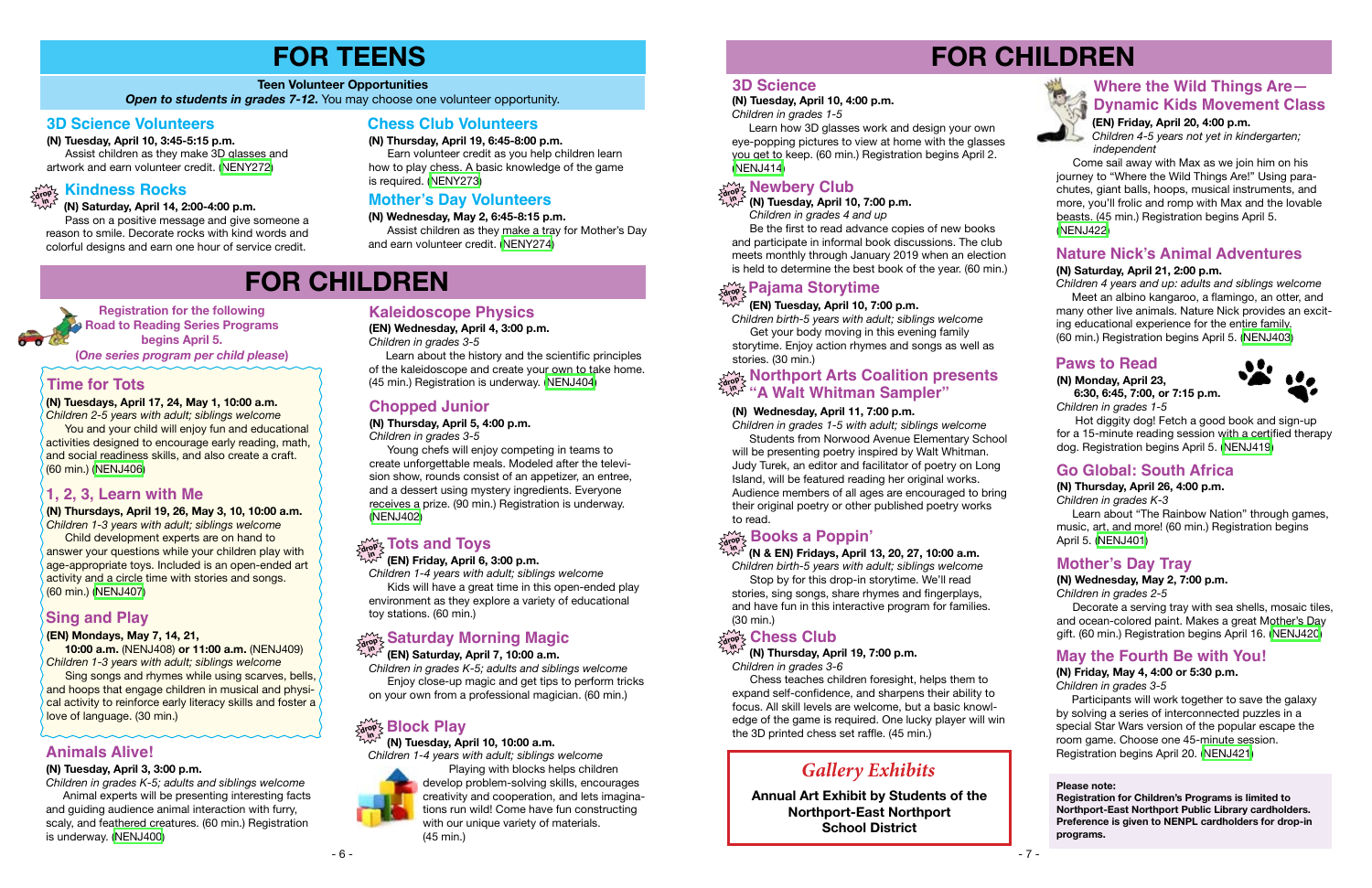# FOR TEENS

**Teen Volunteer Opportunities**
***Open to students in grades 7-12.*** You may choose one volunteer opportunity.

## 3D Science Volunteers

**(N) Tuesday, April 10, 3:45-5:15 p.m.**
Assist children as they make 3D glasses and artwork and earn volunteer credit. (NENY272)

## Kindness Rocks

drop in

**(N) Saturday, April 14, 2:00-4:00 p.m.**
Pass on a positive message and give someone a reason to smile. Decorate rocks with kind words and colorful designs and earn one hour of service credit.

## Chess Club Volunteers

**(N) Thursday, April 19, 6:45-8:00 p.m.**
Earn volunteer credit as you help children learn how to play chess. A basic knowledge of the game is required. (NENY273)

## Mother's Day Volunteers

**(N) Wednesday, May 2, 6:45-8:15 p.m.**
Assist children as they make a tray for Mother's Day and earn volunteer credit. (NENY274)

# FOR CHILDREN

**Registration for the following Road to Reading Series Programs begins April 5.**
**(*One series program per child please*)**

## Time for Tots

**(N) Tuesdays, April 17, 24, May 1, 10:00 a.m.**
*Children 2-5 years with adult; siblings welcome*
You and your child will enjoy fun and educational activities designed to encourage early reading, math, and social readiness skills, and also create a craft. (60 min.) (NENJ406)

## 1, 2, 3, Learn with Me

**(N) Thursdays, April 19, 26, May 3, 10, 10:00 a.m.**
*Children 1-3 years with adult; siblings welcome*
Child development experts are on hand to answer your questions while your children play with age-appropriate toys. Included is an open-ended art activity and a circle time with stories and songs. (60 min.) (NENJ407)

## Sing and Play

**(EN) Mondays, May 7, 14, 21,**
**10:00 a.m.** (NENJ408) **or 11:00 a.m.** (NENJ409)
*Children 1-3 years with adult; siblings welcome*
Sing songs and rhymes while using scarves, bells, and hoops that engage children in musical and physical activity to reinforce early literacy skills and foster a love of language. (30 min.)

## Animals Alive!

**(N) Tuesday, April 3, 3:00 p.m.**
*Children in grades K-5; adults and siblings welcome*
Animal experts will be presenting interesting facts and guiding audience interaction with furry, scaly, and feathered creatures. (60 min.) Registration is underway. (NENJ400)

## Kaleidoscope Physics

**(EN) Wednesday, April 4, 3:00 p.m.**
*Children in grades 3-5*
Learn about the history and the scientific principles of the kaleidoscope and create your own to take home. (45 min.) Registration is underway. (NENJ404)

## Chopped Junior

**(N) Thursday, April 5, 4:00 p.m.**
*Children in grades 3-5*
Young chefs will enjoy competing in teams to create unforgettable meals. Modeled after the television show, rounds consist of an appetizer, an entree, and a dessert using mystery ingredients. Everyone receives a prize. (90 min.) Registration is underway. (NENJ402)

## Tots and Toys

drop in

**(EN) Friday, April 6, 3:00 p.m.**
*Children 1-4 years with adult; siblings welcome*
Kids will have a great time in this open-ended play environment as they explore a variety of educational toy stations. (60 min.)

## Saturday Morning Magic

drop in

**(EN) Saturday, April 7, 10:00 a.m.**
*Children in grades K-5; adults and siblings welcome*
Enjoy close-up magic and get tips to perform tricks on your own from a professional magician. (60 min.)

## Block Play

drop in

**(N) Tuesday, April 10, 10:00 a.m.**
*Children 1-4 years with adult; siblings welcome*
Playing with blocks helps children develop problem-solving skills, encourages creativity and cooperation, and lets imaginations run wild! Come have fun constructing with our unique variety of materials. (45 min.)

# FOR CHILDREN

## 3D Science

**(N) Tuesday, April 10, 4:00 p.m.**
*Children in grades 1-5*
Learn how 3D glasses work and design your own eye-popping pictures to view at home with the glasses you get to keep. (60 min.) Registration begins April 2. (NENJ414)

## Newbery Club

drop in

**(N) Tuesday, April 10, 7:00 p.m.**
*Children in grades 4 and up*
Be the first to read advance copies of new books and participate in informal book discussions. The club meets monthly through January 2019 when an election is held to determine the best book of the year. (60 min.)

## Pajama Storytime

drop in

**(EN) Tuesday, April 10, 7:00 p.m.**
*Children birth-5 years with adult; siblings welcome*
Get your body moving in this evening family storytime. Enjoy action rhymes and songs as well as stories. (30 min.)

## Northport Arts Coalition presents "A Walt Whitman Sampler"

drop in

**(N) Wednesday, April 11, 7:00 p.m.**
*Children in grades 1-5 with adult; siblings welcome*
Students from Norwood Avenue Elementary School will be presenting poetry inspired by Walt Whitman. Judy Turek, an editor and facilitator of poetry on Long Island, will be featured reading her original works. Audience members of all ages are encouraged to bring their original poetry or other published poetry works to read.

## Books a Poppin'

drop in

**(N & EN) Fridays, April 13, 20, 27, 10:00 a.m.**
*Children birth-5 years with adult; siblings welcome*
Stop by for this drop-in storytime. We'll read stories, sing songs, share rhymes and fingerplays, and have fun in this interactive program for families. (30 min.)

## Chess Club

drop in

**(N) Thursday, April 19, 7:00 p.m.**
*Children in grades 3-6*
Chess teaches children foresight, helps them to expand self-confidence, and sharpens their ability to focus. All skill levels are welcome, but a basic knowledge of the game is required. One lucky player will win the 3D printed chess set raffle. (45 min.)

## *Gallery Exhibits*

**Annual Art Exhibit by Students of the Northport-East Northport School District**

## Where the Wild Things Are—Dynamic Kids Movement Class

**(EN) Friday, April 20, 4:00 p.m.**
*Children 4-5 years not yet in kindergarten; independent*
Come sail away with Max as we join him on his journey to "Where the Wild Things Are!" Using parachutes, giant balls, hoops, musical instruments, and more, you'll frolic and romp with Max and the lovable beasts. (45 min.) Registration begins April 5. (NENJ422)

## Nature Nick's Animal Adventures

**(N) Saturday, April 21, 2:00 p.m.**
*Children 4 years and up: adults and siblings welcome*
Meet an albino kangaroo, a flamingo, an otter, and many other live animals. Nature Nick provides an exciting educational experience for the entire family. (60 min.) Registration begins April 5. (NENJ403)

## Paws to Read

**(N) Monday, April 23,**
**6:30, 6:45, 7:00, or 7:15 p.m.**
*Children in grades 1-5*
Hot diggity dog! Fetch a good book and sign-up for a 15-minute reading session with a certified therapy dog. Registration begins April 5. (NENJ419)

## Go Global: South Africa

**(N) Thursday, April 26, 4:00 p.m.**
*Children in grades K-3*
Learn about "The Rainbow Nation" through games, music, art, and more! (60 min.) Registration begins April 5. (NENJ401)

## Mother's Day Tray

**(N) Wednesday, May 2, 7:00 p.m.**
*Children in grades 2-5*
Decorate a serving tray with sea shells, mosaic tiles, and ocean-colored paint. Makes a great Mother's Day gift. (60 min.) Registration begins April 16. (NENJ420)

## May the Fourth Be with You!

**(N) Friday, May 4, 4:00 or 5:30 p.m.**
*Children in grades 3-5*
Participants will work together to save the galaxy by solving a series of interconnected puzzles in a special Star Wars version of the popular escape the room game. Choose one 45-minute session. Registration begins April 20. (NENJ421)

**Please note:**
**Registration for Children's Programs is limited to Northport-East Northport Public Library cardholders. Preference is given to NENPL cardholders for drop-in programs.**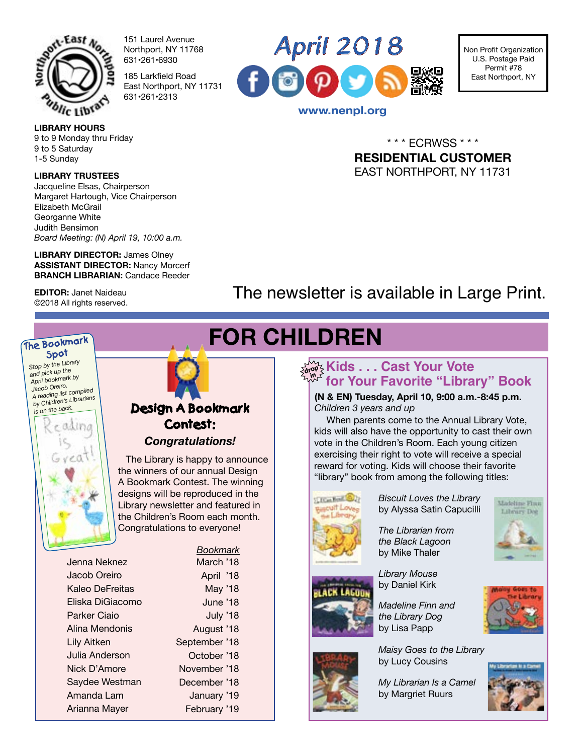151 Laurel Avenue
Northport, NY 11768
631•261•6930

185 Larkfield Road
East Northport, NY 11731
631•261•2313

# April 2018

www.nenpl.org

Non Profit Organization
U.S. Postage Paid
Permit #78
East Northport, NY

**LIBRARY HOURS**
9 to 9 Monday thru Friday
9 to 5 Saturday
1-5 Sunday

**LIBRARY TRUSTEES**
Jacqueline Elsas, Chairperson
Margaret Hartough, Vice Chairperson
Elizabeth McGrail
Georganne White
Judith Bensimon
*Board Meeting: (N) April 19, 10:00 a.m.*

**LIBRARY DIRECTOR:** James Olney
**ASSISTANT DIRECTOR:** Nancy Morcerf
**BRANCH LIBRARIAN:** Candace Reeder

**EDITOR:** Janet Naideau
©2018 All rights reserved.

\* \* \* ECRWSS \* \* \*
**RESIDENTIAL CUSTOMER**
EAST NORTHPORT, NY 11731

The newsletter is available in Large Print.

# FOR CHILDREN

## The Bookmark Spot

*Stop by the Library and pick up the April bookmark by Jacob Oreiro. A reading list compiled by Children's Librarians is on the back.*

Reading is Great!

## Design A Bookmark Contest:

### *Congratulations!*

The Library is happy to announce the winners of our annual Design A Bookmark Contest. The winning designs will be reproduced in the Library newsletter and featured in the Children's Room each month. Congratulations to everyone!

| | *Bookmark* |
|---|---|
| Jenna Neknez | March '18 |
| Jacob Oreiro | April '18 |
| Kaleo DeFreitas | May '18 |
| Eliska DiGiacomo | June '18 |
| Parker Ciaio | July '18 |
| Alina Mendonis | August '18 |
| Lily Aitken | September '18 |
| Julia Anderson | October '18 |
| Nick D'Amore | November '18 |
| Saydee Westman | December '18 |
| Amanda Lam | January '19 |
| Arianna Mayer | February '19 |

## Kids . . . Cast Your Vote for Your Favorite "Library" Book

drop in

**(N & EN) Tuesday, April 10, 9:00 a.m.-8:45 p.m.**
*Children 3 years and up*

When parents come to the Annual Library Vote, kids will also have the opportunity to cast their own vote in the Children's Room. Each young citizen exercising their right to vote will receive a special reward for voting. Kids will choose their favorite "library" book from among the following titles:

*Biscuit Loves the Library* by Alyssa Satin Capucilli

*The Librarian from the Black Lagoon* by Mike Thaler

*Library Mouse* by Daniel Kirk

*Madeline Finn and the Library Dog* by Lisa Papp

*Maisy Goes to the Library* by Lucy Cousins

*My Librarian Is a Camel* by Margriet Ruurs